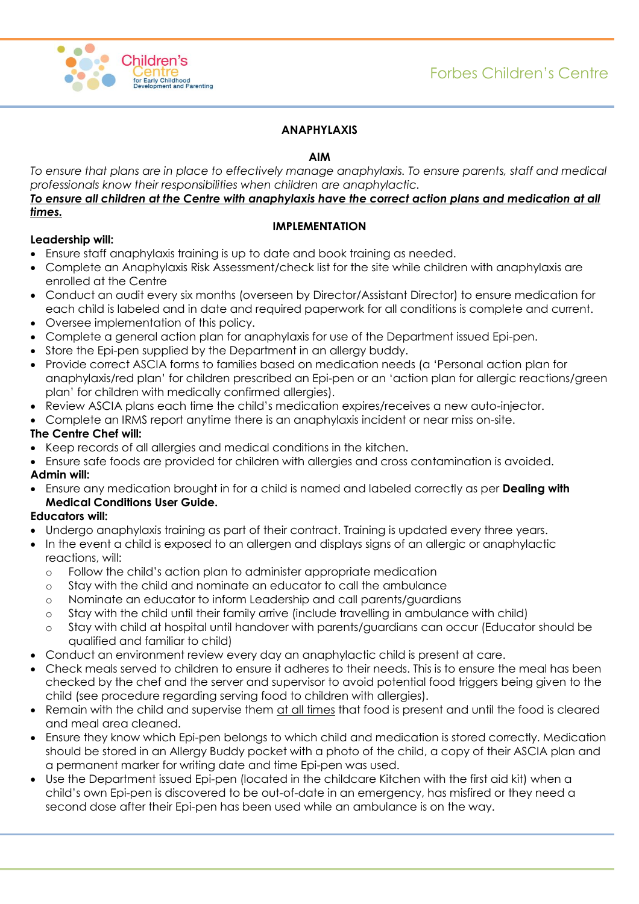# ANAPHYLAXIS

## AIM

*To ensure that plans are in place to effectively manage anaphylaxis. To ensure parents, staff and medical professionals know their responsibilities when children are anaphylactic.*

***To ensure all children at the Centre with anaphylaxis have the correct action plans and medication at all times.***

## IMPLEMENTATION

**Leadership will:**

- Ensure staff anaphylaxis training is up to date and book training as needed.
- Complete an Anaphylaxis Risk Assessment/check list for the site while children with anaphylaxis are enrolled at the Centre
- Conduct an audit every six months (overseen by Director/Assistant Director) to ensure medication for each child is labeled and in date and required paperwork for all conditions is complete and current.
- Oversee implementation of this policy.
- Complete a general action plan for anaphylaxis for use of the Department issued Epi-pen.
- Store the Epi-pen supplied by the Department in an allergy buddy.
- Provide correct ASCIA forms to families based on medication needs (a 'Personal action plan for anaphylaxis/red plan' for children prescribed an Epi-pen or an 'action plan for allergic reactions/green plan' for children with medically confirmed allergies).
- Review ASCIA plans each time the child's medication expires/receives a new auto-injector.
- Complete an IRMS report anytime there is an anaphylaxis incident or near miss on-site.

**The Centre Chef will:**

- Keep records of all allergies and medical conditions in the kitchen.
- Ensure safe foods are provided for children with allergies and cross contamination is avoided.

**Admin will:**

- Ensure any medication brought in for a child is named and labeled correctly as per **Dealing with Medical Conditions User Guide.**

**Educators will:**

- Undergo anaphylaxis training as part of their contract. Training is updated every three years.
- In the event a child is exposed to an allergen and displays signs of an allergic or anaphylactic reactions, will:
  - Follow the child's action plan to administer appropriate medication
  - Stay with the child and nominate an educator to call the ambulance
  - Nominate an educator to inform Leadership and call parents/guardians
  - Stay with the child until their family arrive (include travelling in ambulance with child)
  - Stay with child at hospital until handover with parents/guardians can occur (Educator should be qualified and familiar to child)
- Conduct an environment review every day an anaphylactic child is present at care.
- Check meals served to children to ensure it adheres to their needs. This is to ensure the meal has been checked by the chef and the server and supervisor to avoid potential food triggers being given to the child (see procedure regarding serving food to children with allergies).
- Remain with the child and supervise them <u>at all times</u> that food is present and until the food is cleared and meal area cleaned.
- Ensure they know which Epi-pen belongs to which child and medication is stored correctly. Medication should be stored in an Allergy Buddy pocket with a photo of the child, a copy of their ASCIA plan and a permanent marker for writing date and time Epi-pen was used.
- Use the Department issued Epi-pen (located in the childcare Kitchen with the first aid kit) when a child's own Epi-pen is discovered to be out-of-date in an emergency, has misfired or they need a second dose after their Epi-pen has been used while an ambulance is on the way.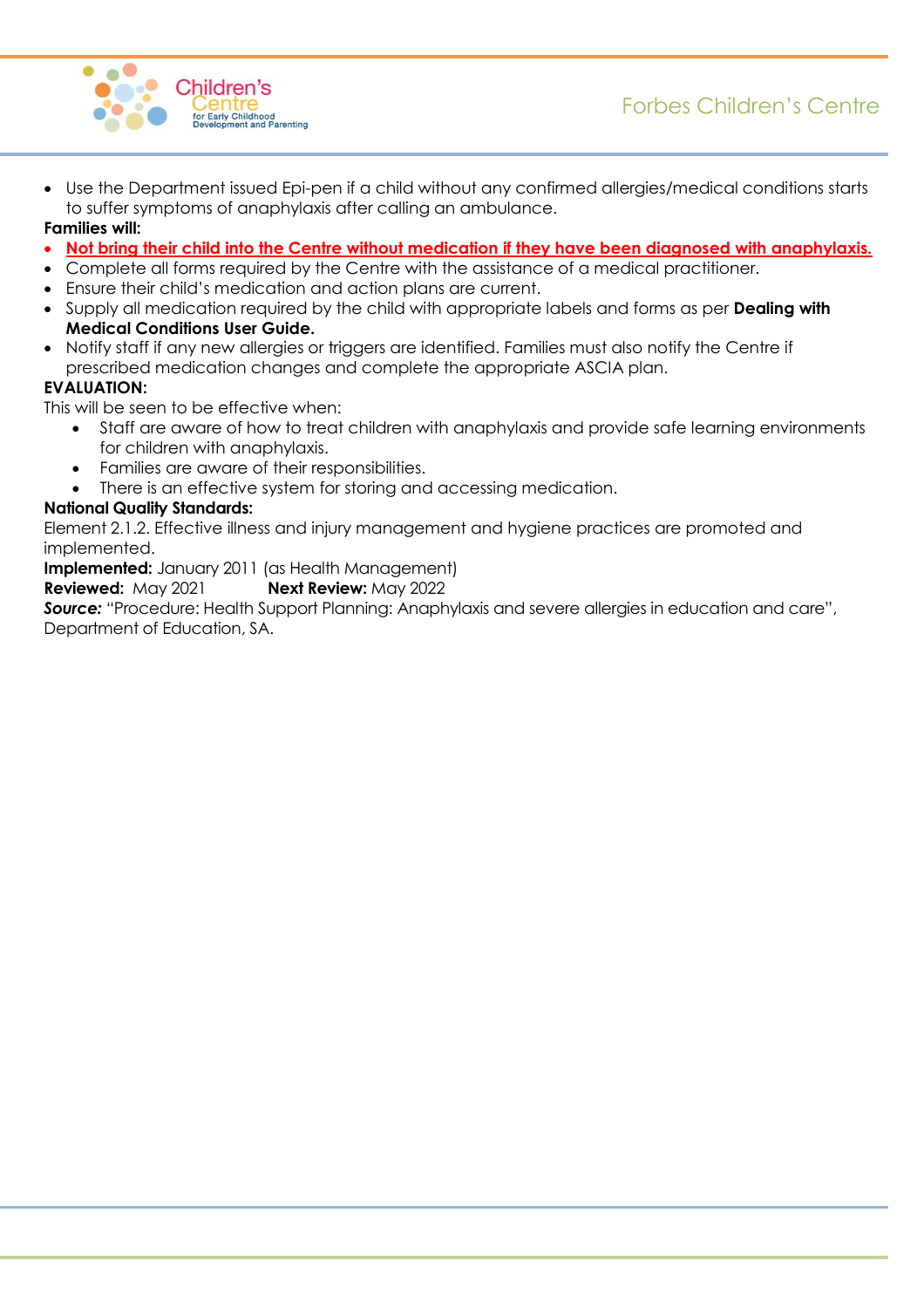- Use the Department issued Epi-pen if a child without any confirmed allergies/medical conditions starts to suffer symptoms of anaphylaxis after calling an ambulance.

**Families will:**

- **Not bring their child into the Centre without medication if they have been diagnosed with anaphylaxis.**
- Complete all forms required by the Centre with the assistance of a medical practitioner.
- Ensure their child's medication and action plans are current.
- Supply all medication required by the child with appropriate labels and forms as per **Dealing with Medical Conditions User Guide.**
- Notify staff if any new allergies or triggers are identified. Families must also notify the Centre if prescribed medication changes and complete the appropriate ASCIA plan.

**EVALUATION:**

This will be seen to be effective when:

- Staff are aware of how to treat children with anaphylaxis and provide safe learning environments for children with anaphylaxis.
- Families are aware of their responsibilities.
- There is an effective system for storing and accessing medication.

**National Quality Standards:**

Element 2.1.2. Effective illness and injury management and hygiene practices are promoted and implemented.

**Implemented:** January 2011 (as Health Management)

**Reviewed:** May 2021 **Next Review:** May 2022

***Source:*** "Procedure: Health Support Planning: Anaphylaxis and severe allergies in education and care", Department of Education, SA.